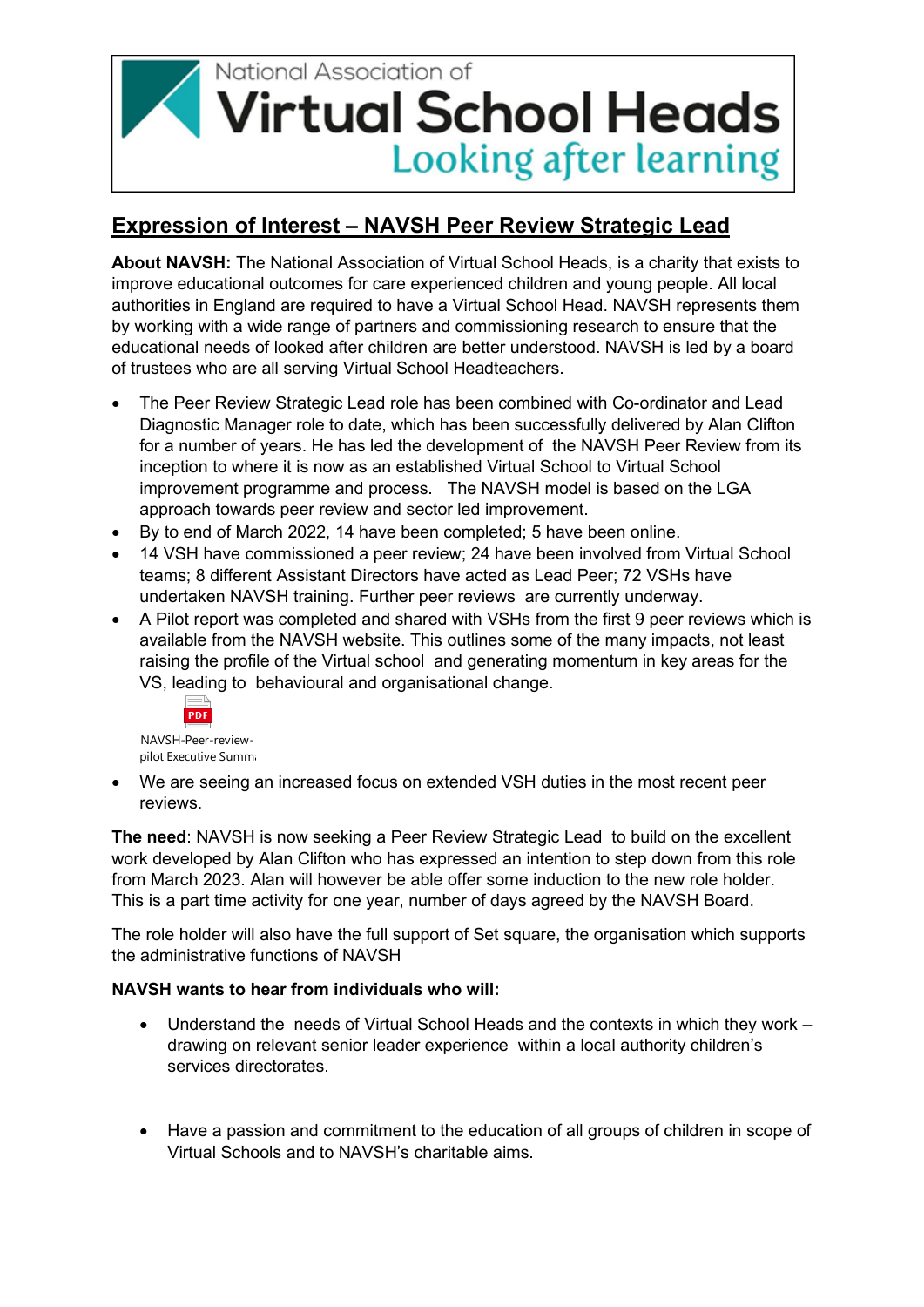National Association of

# Virtual School Heads

Looking after learning

## Expression of Interest – NAVSH Peer Review Strategic Lead

**About NAVSH:** The National Association of Virtual School Heads, is a charity that exists to improve educational outcomes for care experienced children and young people. All local authorities in England are required to have a Virtual School Head. NAVSH represents them by working with a wide range of partners and commissioning research to ensure that the educational needs of looked after children are better understood. NAVSH is led by a board of trustees who are all serving Virtual School Headteachers.

- The Peer Review Strategic Lead role has been combined with Co-ordinator and Lead Diagnostic Manager role to date, which has been successfully delivered by Alan Clifton for a number of years. He has led the development of the NAVSH Peer Review from its inception to where it is now as an established Virtual School to Virtual School improvement programme and process. The NAVSH model is based on the LGA approach towards peer review and sector led improvement.
- By to end of March 2022, 14 have been completed; 5 have been online.
- 14 VSH have commissioned a peer review; 24 have been involved from Virtual School teams; 8 different Assistant Directors have acted as Lead Peer; 72 VSHs have undertaken NAVSH training. Further peer reviews are currently underway.
- A Pilot report was completed and shared with VSHs from the first 9 peer reviews which is available from the NAVSH website. This outlines some of the many impacts, not least raising the profile of the Virtual school and generating momentum in key areas for the VS, leading to behavioural and organisational change.

  PDF
  NAVSH-Peer-review-pilot Executive Summ

- We are seeing an increased focus on extended VSH duties in the most recent peer reviews.

**The need**: NAVSH is now seeking a Peer Review Strategic Lead to build on the excellent work developed by Alan Clifton who has expressed an intention to step down from this role from March 2023. Alan will however be able offer some induction to the new role holder. This is a part time activity for one year, number of days agreed by the NAVSH Board.

The role holder will also have the full support of Set square, the organisation which supports the administrative functions of NAVSH

**NAVSH wants to hear from individuals who will:**

- Understand the needs of Virtual School Heads and the contexts in which they work – drawing on relevant senior leader experience within a local authority children's services directorates.

- Have a passion and commitment to the education of all groups of children in scope of Virtual Schools and to NAVSH's charitable aims.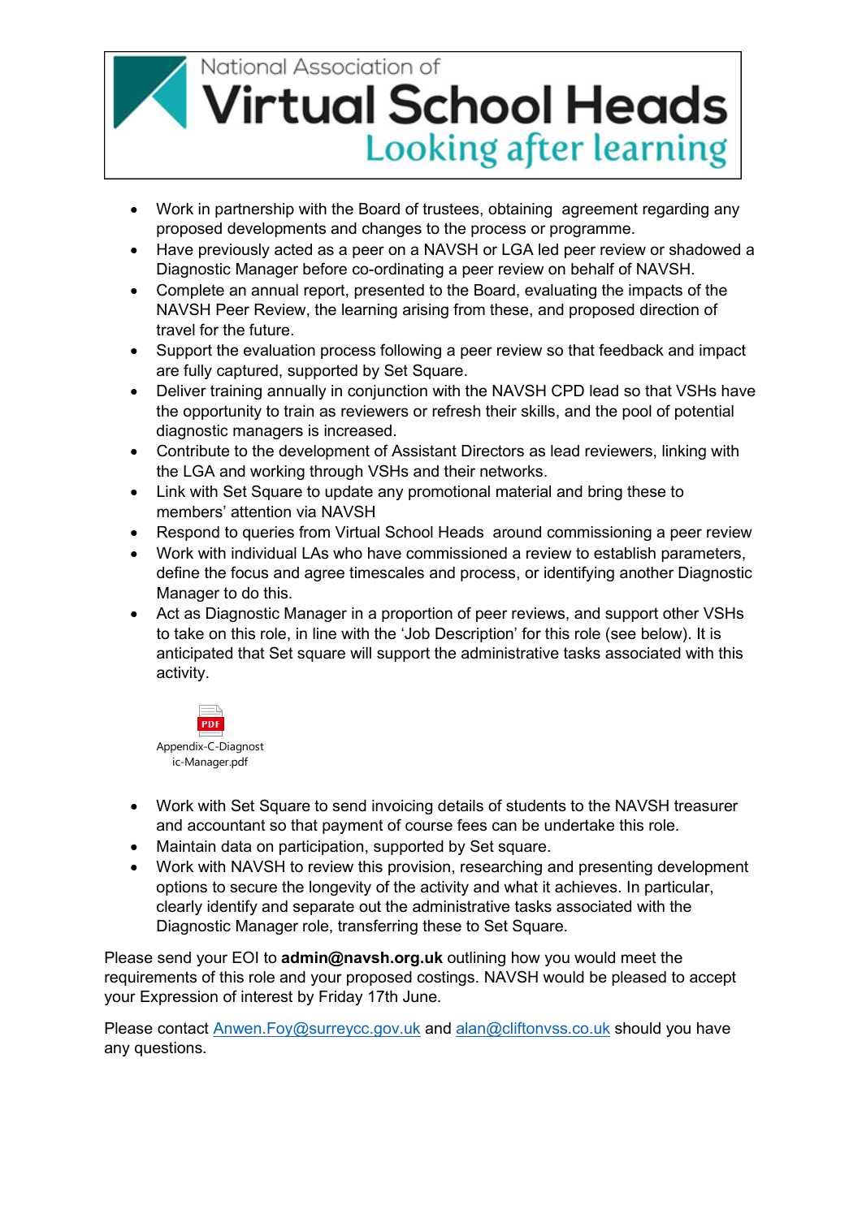# National Association of Virtual School Heads

## Looking after learning

- Work in partnership with the Board of trustees, obtaining agreement regarding any proposed developments and changes to the process or programme.
- Have previously acted as a peer on a NAVSH or LGA led peer review or shadowed a Diagnostic Manager before co-ordinating a peer review on behalf of NAVSH.
- Complete an annual report, presented to the Board, evaluating the impacts of the NAVSH Peer Review, the learning arising from these, and proposed direction of travel for the future.
- Support the evaluation process following a peer review so that feedback and impact are fully captured, supported by Set Square.
- Deliver training annually in conjunction with the NAVSH CPD lead so that VSHs have the opportunity to train as reviewers or refresh their skills, and the pool of potential diagnostic managers is increased.
- Contribute to the development of Assistant Directors as lead reviewers, linking with the LGA and working through VSHs and their networks.
- Link with Set Square to update any promotional material and bring these to members' attention via NAVSH
- Respond to queries from Virtual School Heads around commissioning a peer review
- Work with individual LAs who have commissioned a review to establish parameters, define the focus and agree timescales and process, or identifying another Diagnostic Manager to do this.
- Act as Diagnostic Manager in a proportion of peer reviews, and support other VSHs to take on this role, in line with the 'Job Description' for this role (see below). It is anticipated that Set square will support the administrative tasks associated with this activity.

Appendix-C-Diagnostic-Manager.pdf

- Work with Set Square to send invoicing details of students to the NAVSH treasurer and accountant so that payment of course fees can be undertake this role.
- Maintain data on participation, supported by Set square.
- Work with NAVSH to review this provision, researching and presenting development options to secure the longevity of the activity and what it achieves. In particular, clearly identify and separate out the administrative tasks associated with the Diagnostic Manager role, transferring these to Set Square.

Please send your EOI to **admin@navsh.org.uk** outlining how you would meet the requirements of this role and your proposed costings. NAVSH would be pleased to accept your Expression of interest by Friday 17th June.

Please contact Anwen.Foy@surreycc.gov.uk and alan@cliftonvss.co.uk should you have any questions.